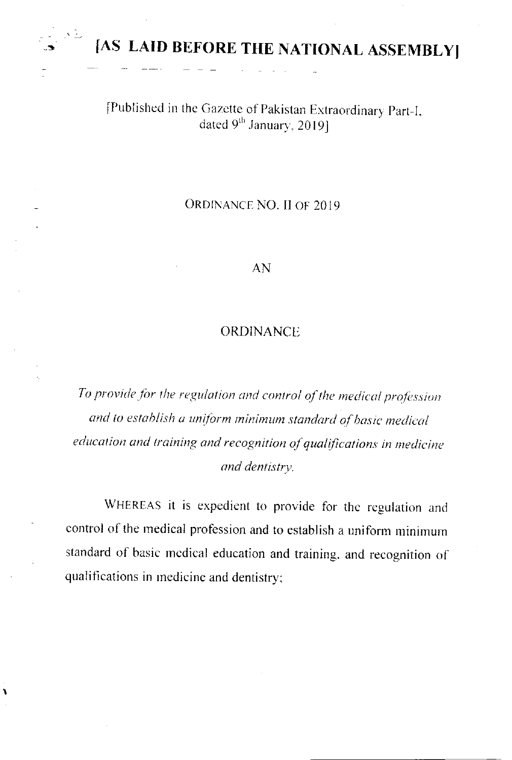# [AS LAID BEFORE THE NATIONAL ASSEMBLY]

[Published in the Gazette of Pakistan Extraordinary Part-I, dated 9th January, 2019]

ORDINANCE NO. II OF 2019

AN

ORDINANCE

*To provide for the regulation and control of the medical profession and to establish a uniform minimum standard of basic medical education and training and recognition of qualifications in medicine and dentistry.*

WHEREAS it is expedient to provide for the regulation and control of the medical profession and to establish a uniform minimum standard of basic medical education and training, and recognition of qualifications in medicine and dentistry;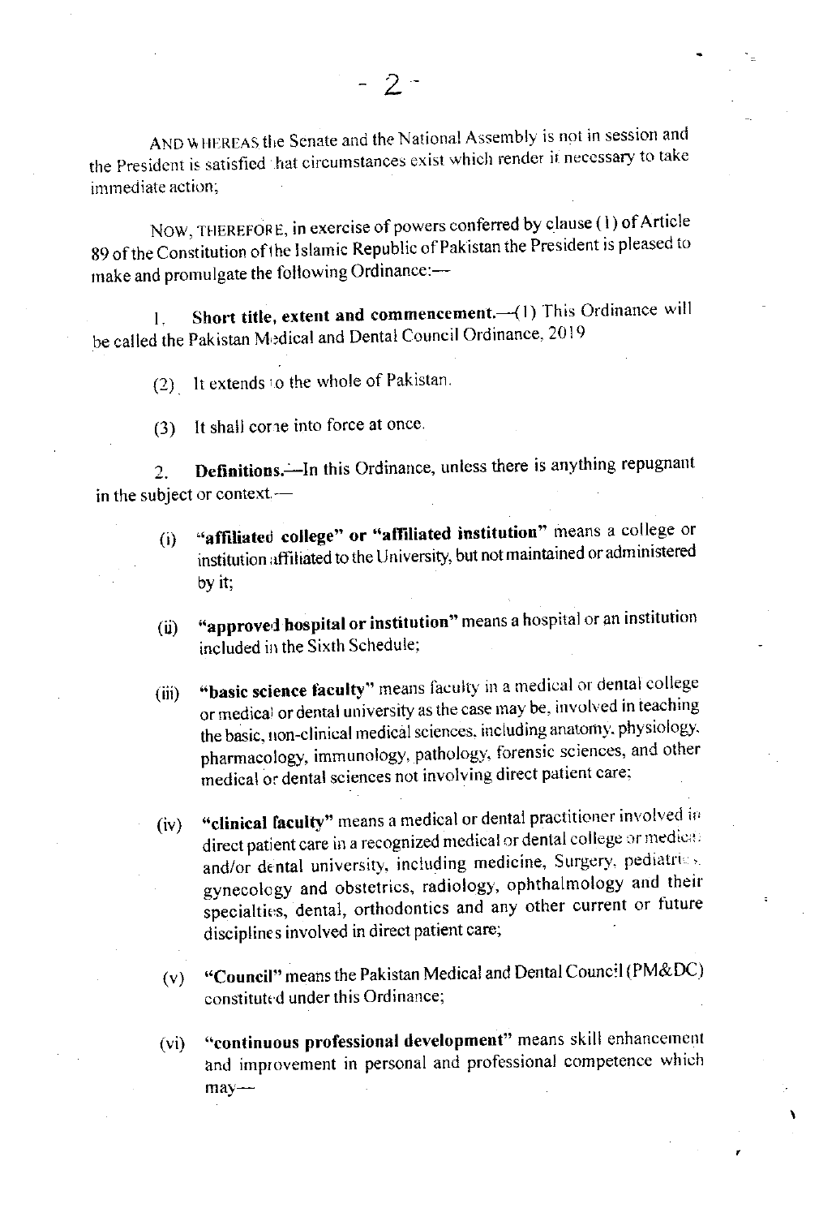AND WHEREAS the Senate and the National Assembly is not in session and the President is satisfied that circumstances exist which render it necessary to take immediate action;

NOW, THEREFORE, in exercise of powers conferred by clause (1) of Article 89 of the Constitution of the Islamic Republic of Pakistan the President is pleased to make and promulgate the following Ordinance:—

1. **Short title, extent and commencement.**—(1) This Ordinance will be called the Pakistan Medical and Dental Council Ordinance, 2019

(2) It extends to the whole of Pakistan.

(3) It shall come into force at once.

2. **Definitions.**—In this Ordinance, unless there is anything repugnant in the subject or context,—

(i) **"affiliated college" or "affiliated institution"** means a college or institution affiliated to the University, but not maintained or administered by it;

(ii) **"approved hospital or institution"** means a hospital or an institution included in the Sixth Schedule;

(iii) **"basic science faculty"** means faculty in a medical or dental college or medical or dental university as the case may be, involved in teaching the basic, non-clinical medical sciences, including anatomy, physiology, pharmacology, immunology, pathology, forensic sciences, and other medical or dental sciences not involving direct patient care;

(iv) **"clinical faculty"** means a medical or dental practitioner involved in direct patient care in a recognized medical or dental college or medical and/or dental university, including medicine, Surgery, pediatrics, gynecology and obstetrics, radiology, ophthalmology and their specialties, dental, orthodontics and any other current or future disciplines involved in direct patient care;

(v) **"Council"** means the Pakistan Medical and Dental Council (PM&DC) constituted under this Ordinance;

(vi) **"continuous professional development"** means skill enhancement and improvement in personal and professional competence which may—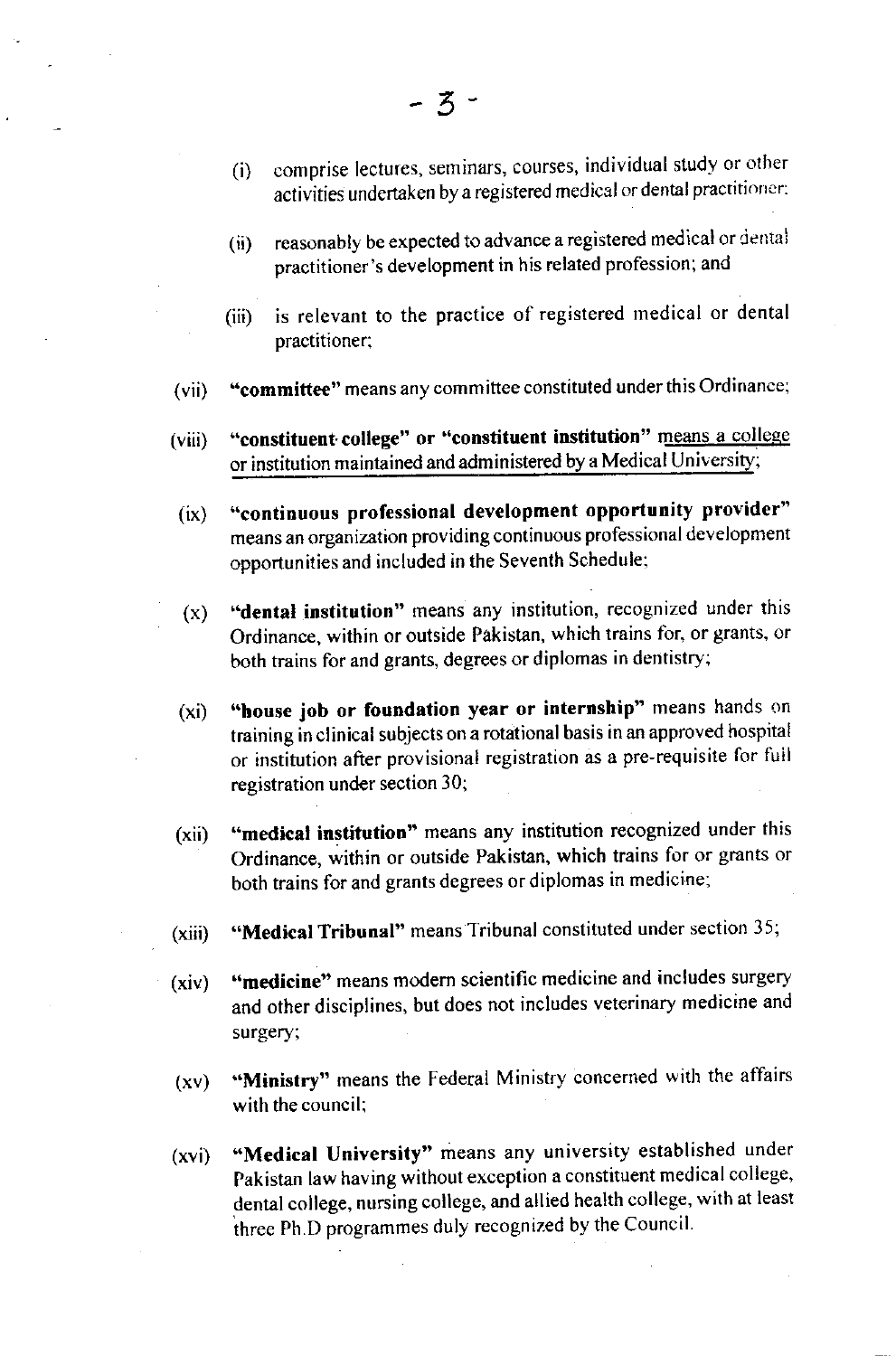(i) comprise lectures, seminars, courses, individual study or other activities undertaken by a registered medical or dental practitioner:

(ii) reasonably be expected to advance a registered medical or dental practitioner's development in his related profession; and

(iii) is relevant to the practice of registered medical or dental practitioner;

(vii) **"committee"** means any committee constituted under this Ordinance;

(viii) **"constituent college" or "constituent institution"** means a college or institution maintained and administered by a Medical University;

(ix) **"continuous professional development opportunity provider"** means an organization providing continuous professional development opportunities and included in the Seventh Schedule;

(x) **"dental institution"** means any institution, recognized under this Ordinance, within or outside Pakistan, which trains for, or grants, or both trains for and grants, degrees or diplomas in dentistry;

(xi) **"house job or foundation year or internship"** means hands on training in clinical subjects on a rotational basis in an approved hospital or institution after provisional registration as a pre-requisite for full registration under section 30;

(xii) **"medical institution"** means any institution recognized under this Ordinance, within or outside Pakistan, which trains for or grants or both trains for and grants degrees or diplomas in medicine;

(xiii) **"Medical Tribunal"** means Tribunal constituted under section 35;

(xiv) **"medicine"** means modern scientific medicine and includes surgery and other disciplines, but does not includes veterinary medicine and surgery;

(xv) **"Ministry"** means the Federal Ministry concerned with the affairs with the council;

(xvi) **"Medical University"** means any university established under Pakistan law having without exception a constituent medical college, dental college, nursing college, and allied health college, with at least three Ph.D programmes duly recognized by the Council.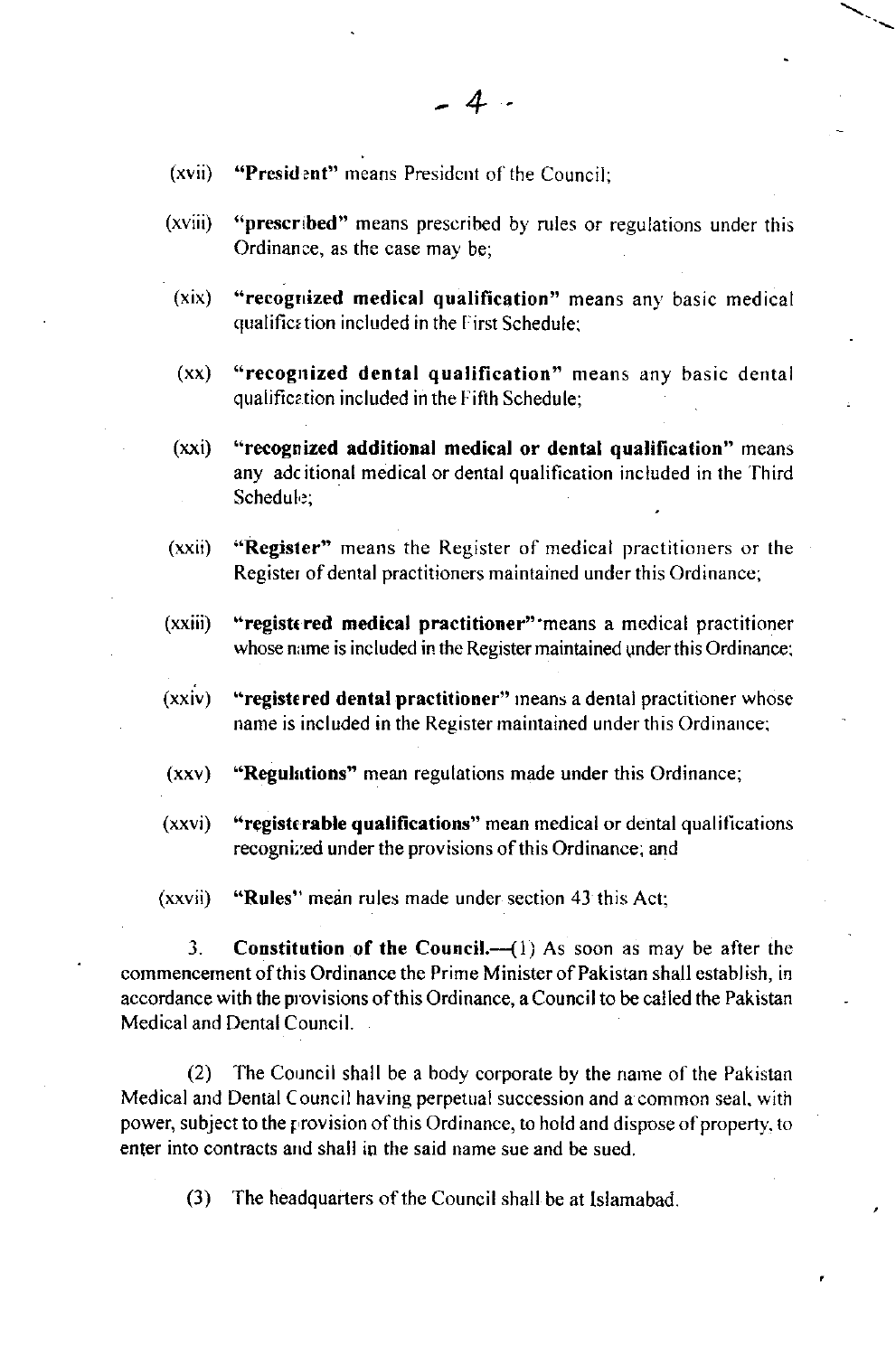(xvii) **"President"** means President of the Council;

(xviii) **"prescribed"** means prescribed by rules or regulations under this Ordinance, as the case may be;

(xix) **"recognized medical qualification"** means any basic medical qualification included in the First Schedule;

(xx) **"recognized dental qualification"** means any basic dental qualification included in the Fifth Schedule;

(xxi) **"recognized additional medical or dental qualification"** means any additional medical or dental qualification included in the Third Schedule;

(xxii) **"Register"** means the Register of medical practitioners or the Register of dental practitioners maintained under this Ordinance;

(xxiii) **"registered medical practitioner"** means a medical practitioner whose name is included in the Register maintained under this Ordinance;

(xxiv) **"registered dental practitioner"** means a dental practitioner whose name is included in the Register maintained under this Ordinance;

(xxv) **"Regulations"** mean regulations made under this Ordinance;

(xxvi) **"registerable qualifications"** mean medical or dental qualifications recognized under the provisions of this Ordinance; and

(xxvii) **"Rules"** mean rules made under section 43 this Act;

3. **Constitution of the Council.**—(1) As soon as may be after the commencement of this Ordinance the Prime Minister of Pakistan shall establish, in accordance with the provisions of this Ordinance, a Council to be called the Pakistan Medical and Dental Council.

(2) The Council shall be a body corporate by the name of the Pakistan Medical and Dental Council having perpetual succession and a common seal, with power, subject to the provision of this Ordinance, to hold and dispose of property, to enter into contracts and shall in the said name sue and be sued.

(3) The headquarters of the Council shall be at Islamabad.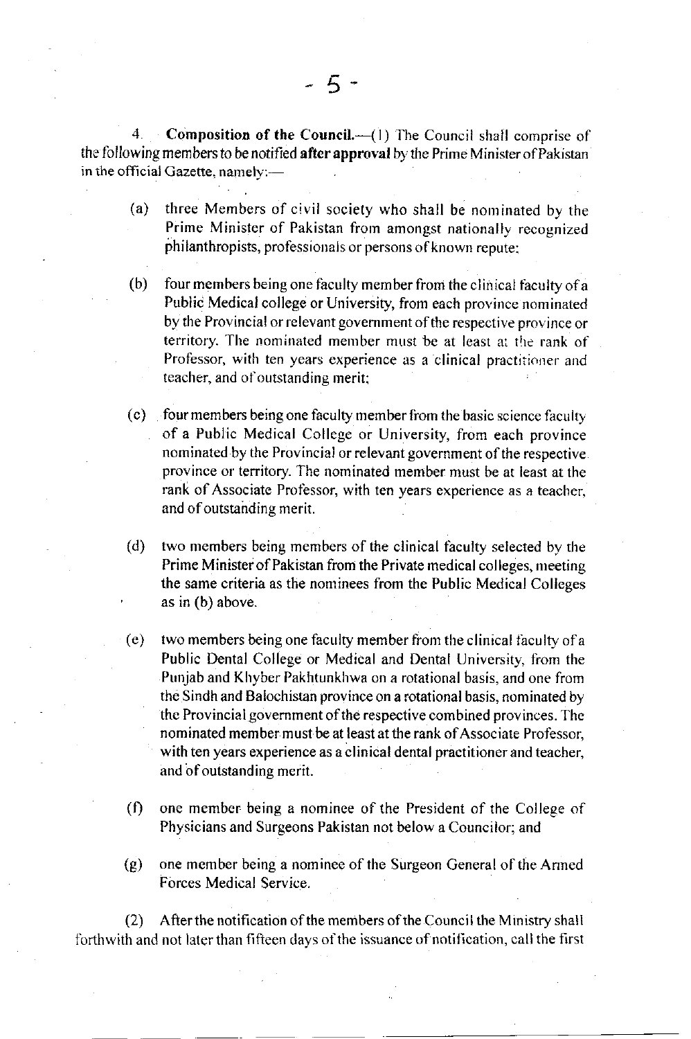4. **Composition of the Council.**—(1) The Council shall comprise of the following members to be notified **after approval** by the Prime Minister of Pakistan in the official Gazette, namely:—

(a) three Members of civil society who shall be nominated by the Prime Minister of Pakistan from amongst nationally recognized philanthropists, professionals or persons of known repute;

(b) four members being one faculty member from the clinical faculty of a Public Medical college or University, from each province nominated by the Provincial or relevant government of the respective province or territory. The nominated member must be at least at the rank of Professor, with ten years experience as a clinical practitioner and teacher, and of outstanding merit;

(c) four members being one faculty member from the basic science faculty of a Public Medical College or University, from each province nominated by the Provincial or relevant government of the respective province or territory. The nominated member must be at least at the rank of Associate Professor, with ten years experience as a teacher, and of outstanding merit.

(d) two members being members of the clinical faculty selected by the Prime Minister of Pakistan from the Private medical colleges, meeting the same criteria as the nominees from the Public Medical Colleges as in (b) above.

(e) two members being one faculty member from the clinical faculty of a Public Dental College or Medical and Dental University, from the Punjab and Khyber Pakhtunkhwa on a rotational basis, and one from the Sindh and Balochistan province on a rotational basis, nominated by the Provincial government of the respective combined provinces. The nominated member must be at least at the rank of Associate Professor, with ten years experience as a clinical dental practitioner and teacher, and of outstanding merit.

(f) one member being a nominee of the President of the College of Physicians and Surgeons Pakistan not below a Councilor; and

(g) one member being a nominee of the Surgeon General of the Armed Forces Medical Service.

(2) After the notification of the members of the Council the Ministry shall forthwith and not later than fifteen days of the issuance of notification, call the first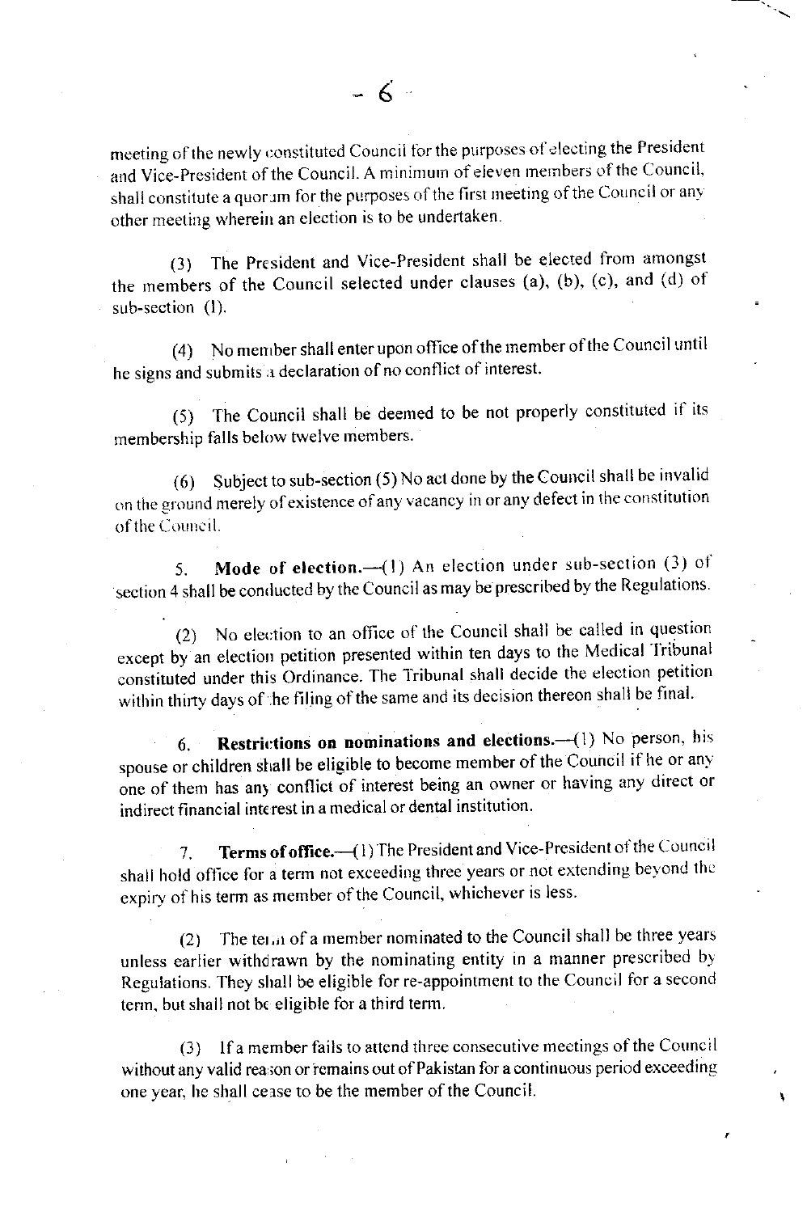meeting of the newly constituted Council for the purposes of electing the President and Vice-President of the Council. A minimum of eleven members of the Council, shall constitute a quorum for the purposes of the first meeting of the Council or any other meeting wherein an election is to be undertaken.

(3) The President and Vice-President shall be elected from amongst the members of the Council selected under clauses (a), (b), (c), and (d) of sub-section (1).

(4) No member shall enter upon office of the member of the Council until he signs and submits a declaration of no conflict of interest.

(5) The Council shall be deemed to be not properly constituted if its membership falls below twelve members.

(6) Subject to sub-section (5) No act done by the Council shall be invalid on the ground merely of existence of any vacancy in or any defect in the constitution of the Council.

5. **Mode of election.**—(1) An election under sub-section (3) of section 4 shall be conducted by the Council as may be prescribed by the Regulations.

(2) No election to an office of the Council shall be called in question except by an election petition presented within ten days to the Medical Tribunal constituted under this Ordinance. The Tribunal shall decide the election petition within thirty days of the filing of the same and its decision thereon shall be final.

6. **Restrictions on nominations and elections.**—(1) No person, his spouse or children shall be eligible to become member of the Council if he or any one of them has any conflict of interest being an owner or having any direct or indirect financial interest in a medical or dental institution.

7. **Terms of office.**—(1) The President and Vice-President of the Council shall hold office for a term not exceeding three years or not extending beyond the expiry of his term as member of the Council, whichever is less.

(2) The term of a member nominated to the Council shall be three years unless earlier withdrawn by the nominating entity in a manner prescribed by Regulations. They shall be eligible for re-appointment to the Council for a second term, but shall not be eligible for a third term.

(3) If a member fails to attend three consecutive meetings of the Council without any valid reason or remains out of Pakistan for a continuous period exceeding one year, he shall cease to be the member of the Council.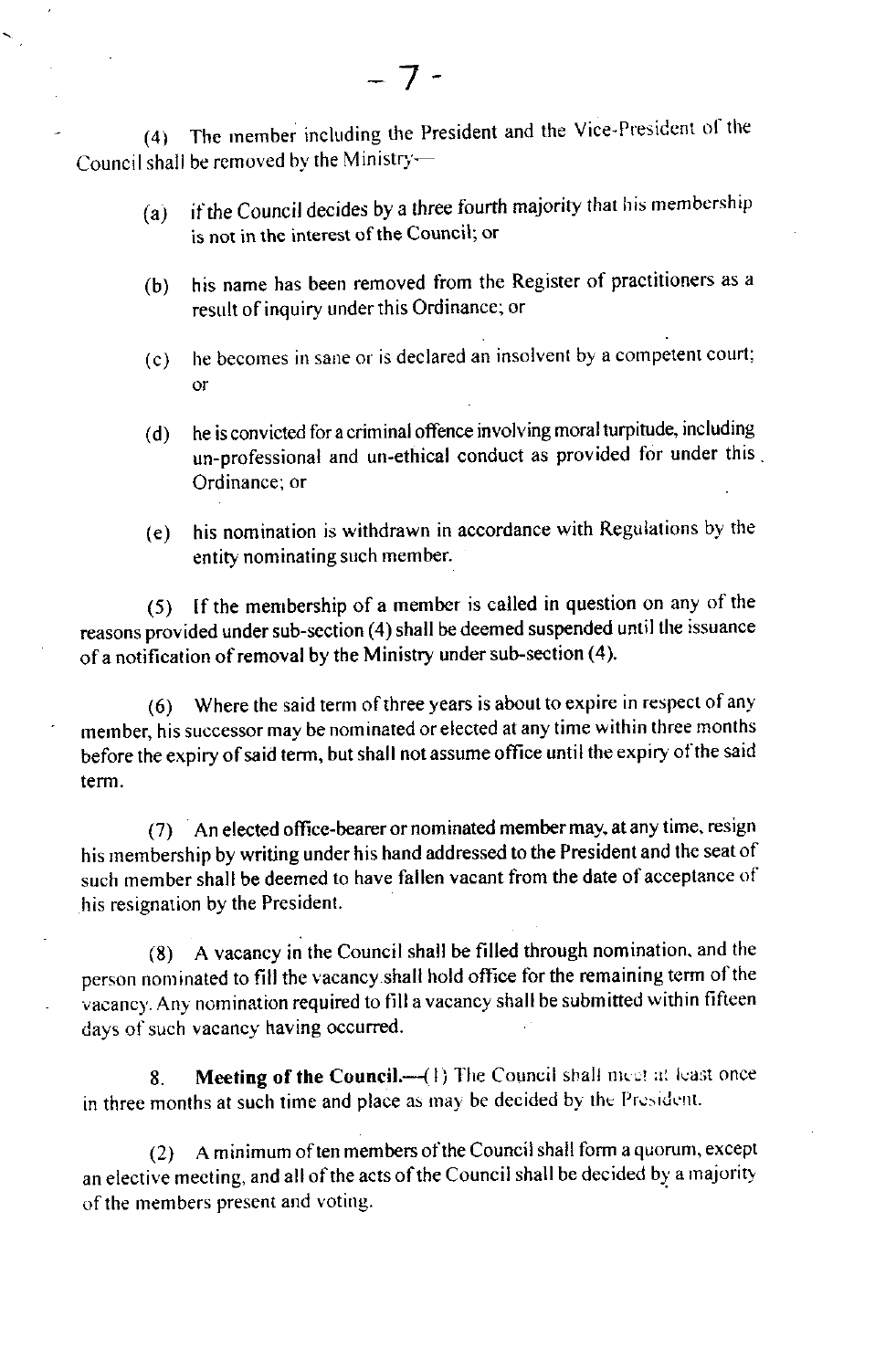(4) The member including the President and the Vice-President of the Council shall be removed by the Ministry—

(a) if the Council decides by a three fourth majority that his membership is not in the interest of the Council; or

(b) his name has been removed from the Register of practitioners as a result of inquiry under this Ordinance; or

(c) he becomes in sane or is declared an insolvent by a competent court; or

(d) he is convicted for a criminal offence involving moral turpitude, including un-professional and un-ethical conduct as provided for under this Ordinance; or

(e) his nomination is withdrawn in accordance with Regulations by the entity nominating such member.

(5) If the membership of a member is called in question on any of the reasons provided under sub-section (4) shall be deemed suspended until the issuance of a notification of removal by the Ministry under sub-section (4).

(6) Where the said term of three years is about to expire in respect of any member, his successor may be nominated or elected at any time within three months before the expiry of said term, but shall not assume office until the expiry of the said term.

(7) An elected office-bearer or nominated member may, at any time, resign his membership by writing under his hand addressed to the President and the seat of such member shall be deemed to have fallen vacant from the date of acceptance of his resignation by the President.

(8) A vacancy in the Council shall be filled through nomination, and the person nominated to fill the vacancy shall hold office for the remaining term of the vacancy. Any nomination required to fill a vacancy shall be submitted within fifteen days of such vacancy having occurred.

8. **Meeting of the Council.**—(1) The Council shall meet at least once in three months at such time and place as may be decided by the President.

(2) A minimum of ten members of the Council shall form a quorum, except an elective meeting, and all of the acts of the Council shall be decided by a majority of the members present and voting.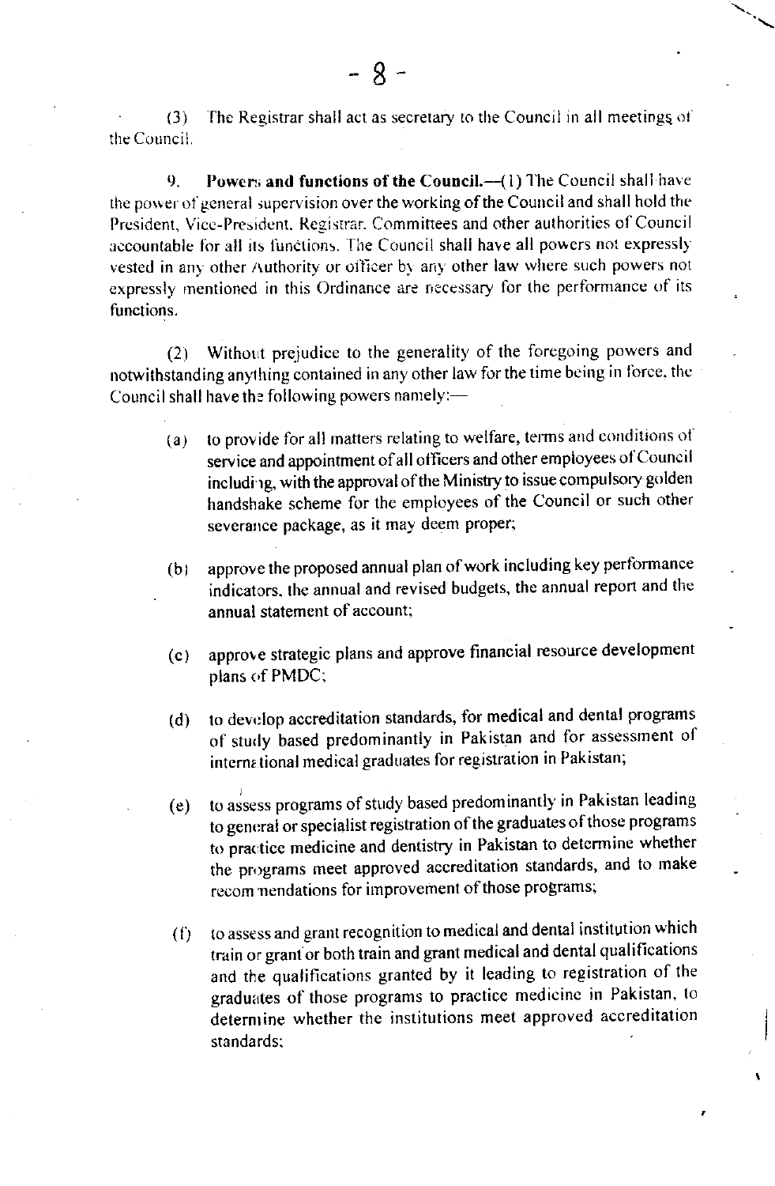(3) The Registrar shall act as secretary to the Council in all meetings of the Council.

9. **Powers and functions of the Council.**—(1) The Council shall have the power of general supervision over the working of the Council and shall hold the President, Vice-President, Registrar, Committees and other authorities of Council accountable for all its functions. The Council shall have all powers not expressly vested in any other Authority or officer by any other law where such powers not expressly mentioned in this Ordinance are necessary for the performance of its functions.

(2) Without prejudice to the generality of the foregoing powers and notwithstanding anything contained in any other law for the time being in force, the Council shall have the following powers namely:—

(a) to provide for all matters relating to welfare, terms and conditions of service and appointment of all officers and other employees of Council including, with the approval of the Ministry to issue compulsory golden handshake scheme for the employees of the Council or such other severance package, as it may deem proper;

(b) approve the proposed annual plan of work including key performance indicators, the annual and revised budgets, the annual report and the annual statement of account;

(c) approve strategic plans and approve financial resource development plans of PMDC;

(d) to develop accreditation standards, for medical and dental programs of study based predominantly in Pakistan and for assessment of international medical graduates for registration in Pakistan;

(e) to assess programs of study based predominantly in Pakistan leading to general or specialist registration of the graduates of those programs to practice medicine and dentistry in Pakistan to determine whether the programs meet approved accreditation standards, and to make recommendations for improvement of those programs;

(f) to assess and grant recognition to medical and dental institution which train or grant or both train and grant medical and dental qualifications and the qualifications granted by it leading to registration of the graduates of those programs to practice medicine in Pakistan, to determine whether the institutions meet approved accreditation standards;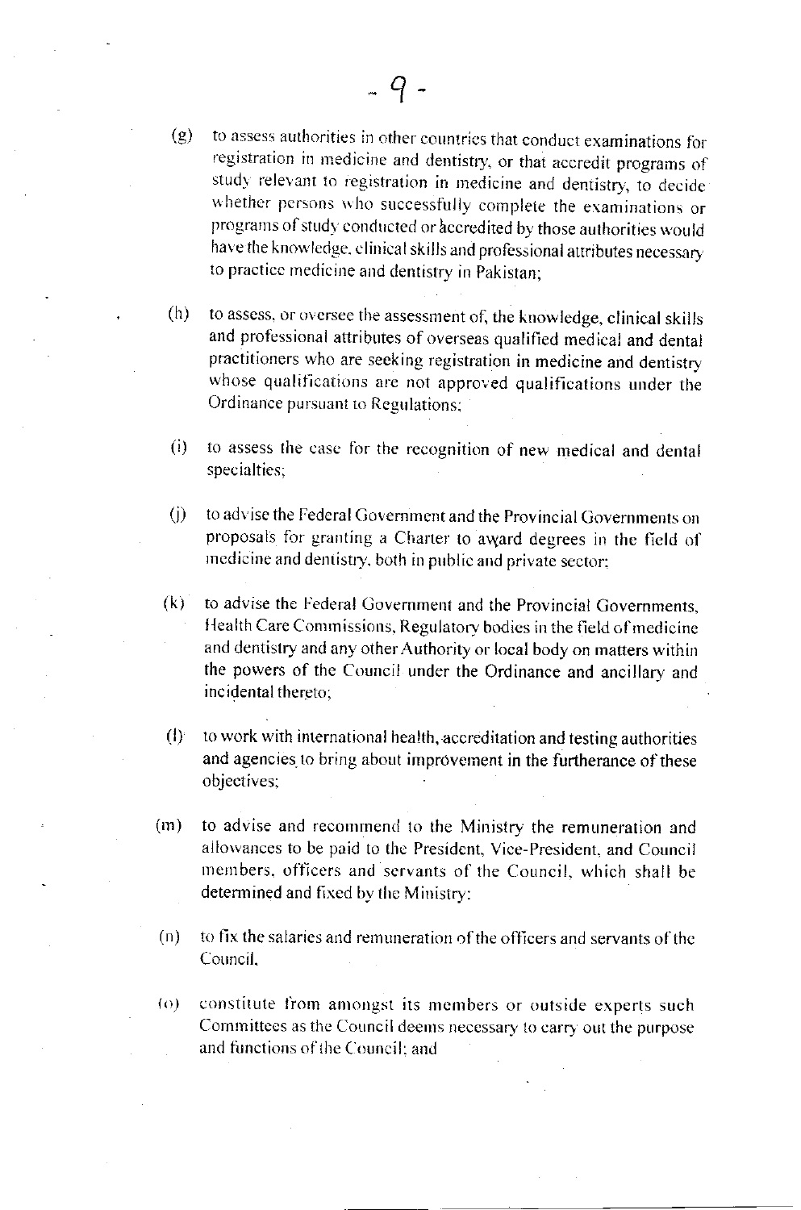(g) to assess authorities in other countries that conduct examinations for registration in medicine and dentistry, or that accredit programs of study relevant to registration in medicine and dentistry, to decide whether persons who successfully complete the examinations or programs of study conducted or accredited by those authorities would have the knowledge, clinical skills and professional attributes necessary to practice medicine and dentistry in Pakistan;

(h) to assess, or oversee the assessment of, the knowledge, clinical skills and professional attributes of overseas qualified medical and dental practitioners who are seeking registration in medicine and dentistry whose qualifications are not approved qualifications under the Ordinance pursuant to Regulations;

(i) to assess the case for the recognition of new medical and dental specialties;

(j) to advise the Federal Government and the Provincial Governments on proposals for granting a Charter to award degrees in the field of medicine and dentistry, both in public and private sector;

(k) to advise the Federal Government and the Provincial Governments, Health Care Commissions, Regulatory bodies in the field of medicine and dentistry and any other Authority or local body on matters within the powers of the Council under the Ordinance and ancillary and incidental thereto;

(l) to work with international health, accreditation and testing authorities and agencies to bring about improvement in the furtherance of these objectives;

(m) to advise and recommend to the Ministry the remuneration and allowances to be paid to the President, Vice-President, and Council members, officers and servants of the Council, which shall be determined and fixed by the Ministry;

(n) to fix the salaries and remuneration of the officers and servants of the Council,

(o) constitute from amongst its members or outside experts such Committees as the Council deems necessary to carry out the purpose and functions of the Council; and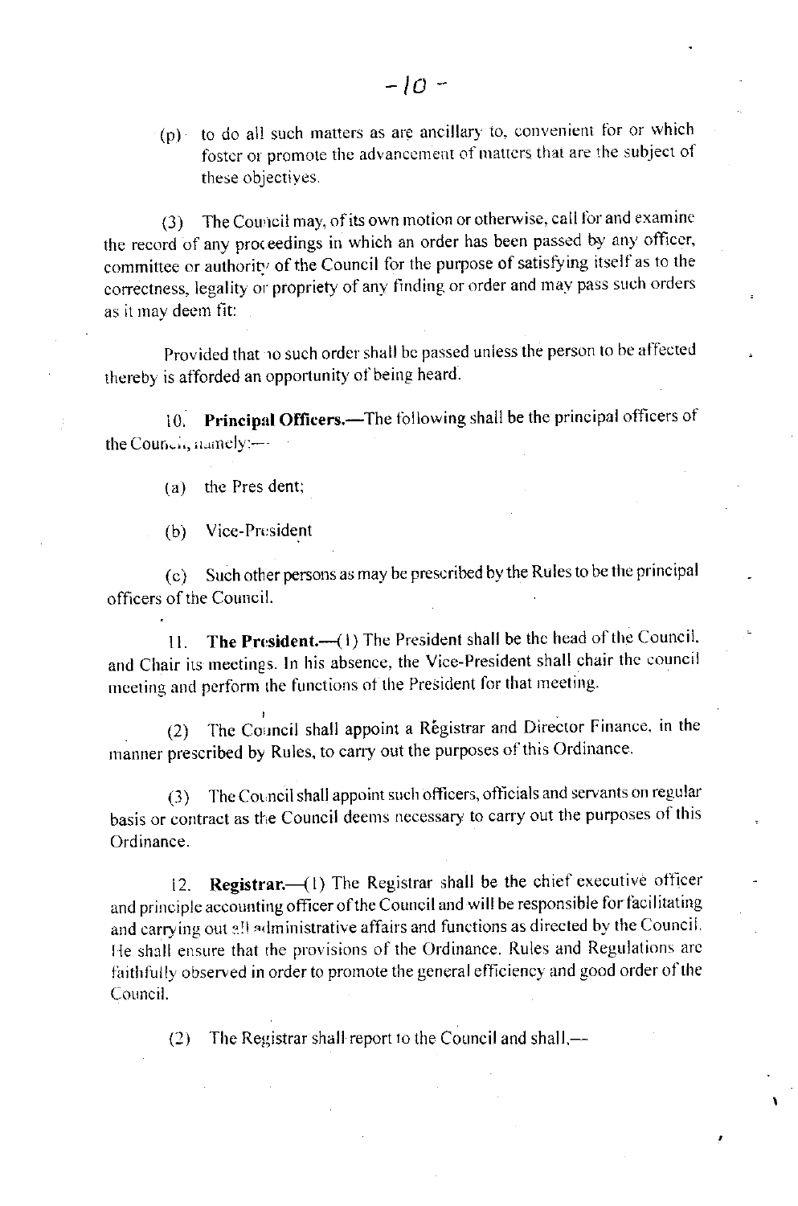(p) to do all such matters as are ancillary to, convenient for or which foster or promote the advancement of matters that are the subject of these objectives.

(3) The Council may, of its own motion or otherwise, call for and examine the record of any proceedings in which an order has been passed by any officer, committee or authority of the Council for the purpose of satisfying itself as to the correctness, legality or propriety of any finding or order and may pass such orders as it may deem fit:

Provided that no such order shall be passed unless the person to be affected thereby is afforded an opportunity of being heard.

10. **Principal Officers.**—The following shall be the principal officers of the Council, namely:—

(a) the President;

(b) Vice-President

(c) Such other persons as may be prescribed by the Rules to be the principal officers of the Council.

11. **The President.**—(1) The President shall be the head of the Council, and Chair its meetings. In his absence, the Vice-President shall chair the council meeting and perform the functions of the President for that meeting.

(2) The Council shall appoint a Registrar and Director Finance, in the manner prescribed by Rules, to carry out the purposes of this Ordinance.

(3) The Council shall appoint such officers, officials and servants on regular basis or contract as the Council deems necessary to carry out the purposes of this Ordinance.

12. **Registrar.**—(1) The Registrar shall be the chief executive officer and principle accounting officer of the Council and will be responsible for facilitating and carrying out all administrative affairs and functions as directed by the Council. He shall ensure that the provisions of the Ordinance, Rules and Regulations are faithfully observed in order to promote the general efficiency and good order of the Council.

(2) The Registrar shall report to the Council and shall,—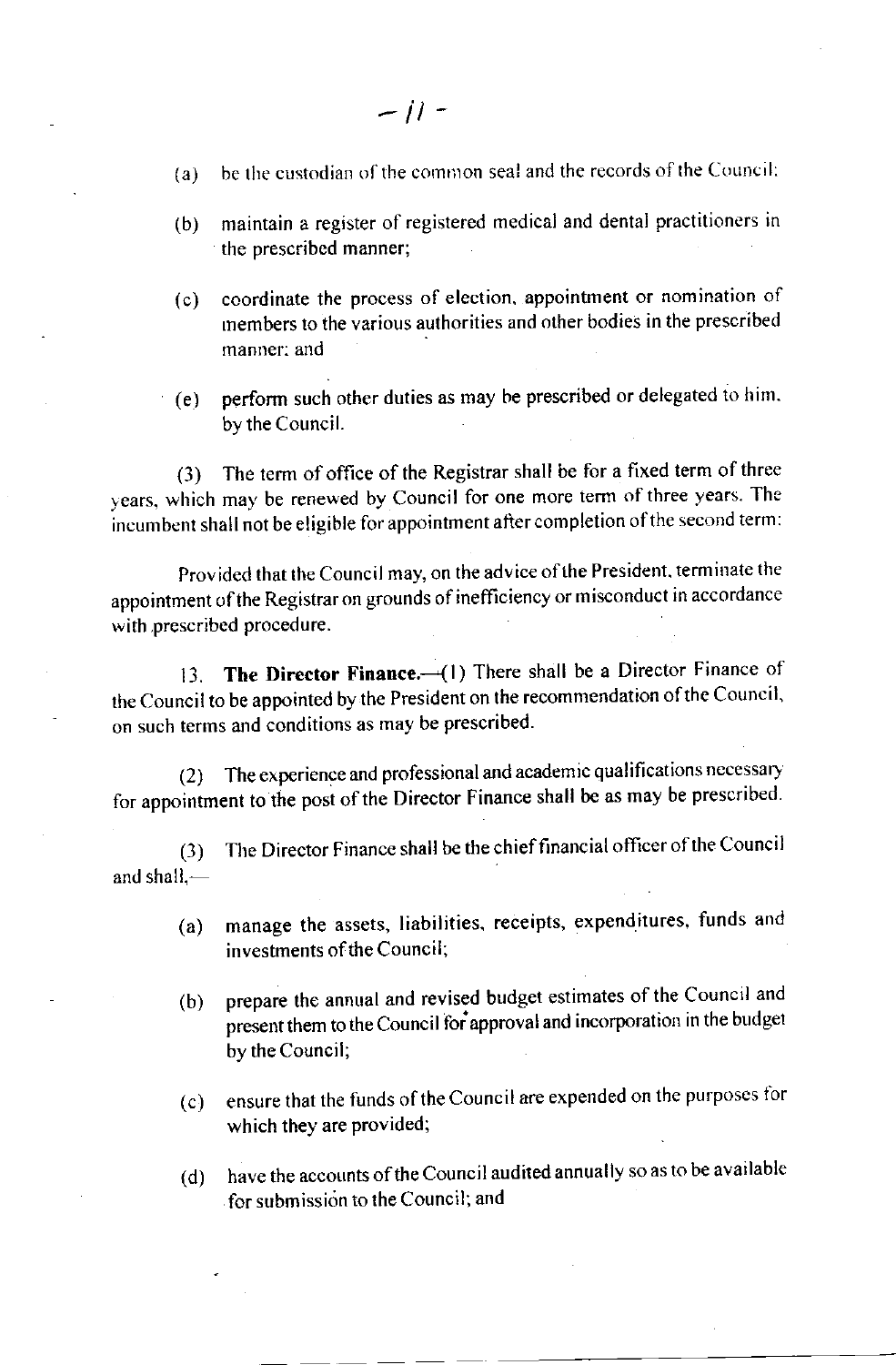(a) be the custodian of the common seal and the records of the Council;

(b) maintain a register of registered medical and dental practitioners in the prescribed manner;

(c) coordinate the process of election, appointment or nomination of members to the various authorities and other bodies in the prescribed manner; and

(e) perform such other duties as may be prescribed or delegated to him, by the Council.

(3) The term of office of the Registrar shall be for a fixed term of three years, which may be renewed by Council for one more term of three years. The incumbent shall not be eligible for appointment after completion of the second term:

Provided that the Council may, on the advice of the President, terminate the appointment of the Registrar on grounds of inefficiency or misconduct in accordance with prescribed procedure.

13. **The Director Finance.**—(1) There shall be a Director Finance of the Council to be appointed by the President on the recommendation of the Council, on such terms and conditions as may be prescribed.

(2) The experience and professional and academic qualifications necessary for appointment to the post of the Director Finance shall be as may be prescribed.

(3) The Director Finance shall be the chief financial officer of the Council and shall,—

(a) manage the assets, liabilities, receipts, expenditures, funds and investments of the Council;

(b) prepare the annual and revised budget estimates of the Council and present them to the Council for approval and incorporation in the budget by the Council;

(c) ensure that the funds of the Council are expended on the purposes for which they are provided;

(d) have the accounts of the Council audited annually so as to be available for submission to the Council; and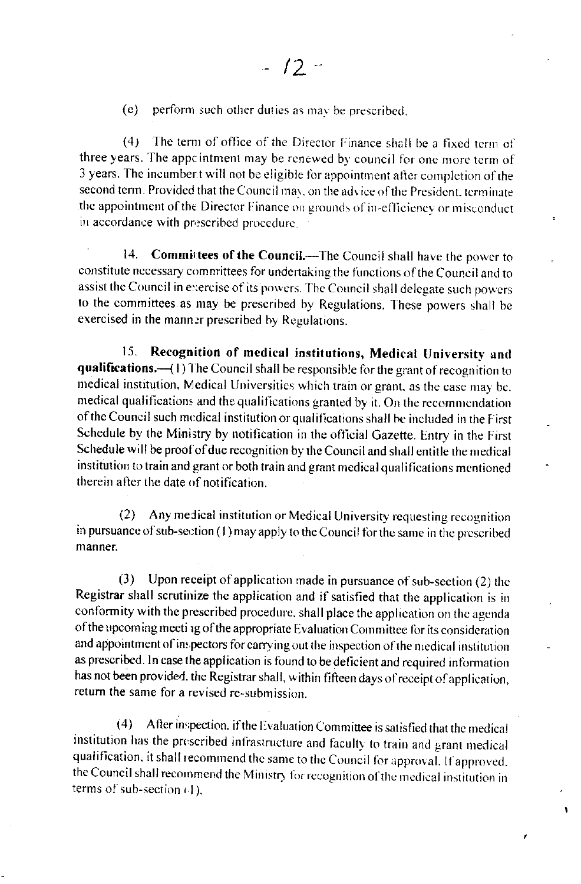(e) perform such other duties as may be prescribed.

(4) The term of office of the Director Finance shall be a fixed term of three years. The appointment may be renewed by council for one more term of 3 years. The incumbent will not be eligible for appointment after completion of the second term. Provided that the Council may, on the advice of the President, terminate the appointment of the Director Finance on grounds of in-efficiency or misconduct in accordance with prescribed procedure.

14. **Committees of the Council.**—The Council shall have the power to constitute necessary committees for undertaking the functions of the Council and to assist the Council in exercise of its powers. The Council shall delegate such powers to the committees as may be prescribed by Regulations. These powers shall be exercised in the manner prescribed by Regulations.

15. **Recognition of medical institutions, Medical University and qualifications.**—(1) The Council shall be responsible for the grant of recognition to medical institution, Medical Universities which train or grant, as the case may be, medical qualifications and the qualifications granted by it. On the recommendation of the Council such medical institution or qualifications shall be included in the First Schedule by the Ministry by notification in the official Gazette. Entry in the First Schedule will be proof of due recognition by the Council and shall entitle the medical institution to train and grant or both train and grant medical qualifications mentioned therein after the date of notification.

(2) Any medical institution or Medical University requesting recognition in pursuance of sub-section (1) may apply to the Council for the same in the prescribed manner.

(3) Upon receipt of application made in pursuance of sub-section (2) the Registrar shall scrutinize the application and if satisfied that the application is in conformity with the prescribed procedure, shall place the application on the agenda of the upcoming meeting of the appropriate Evaluation Committee for its consideration and appointment of inspectors for carrying out the inspection of the medical institution as prescribed. In case the application is found to be deficient and required information has not been provided, the Registrar shall, within fifteen days of receipt of application, return the same for a revised re-submission.

(4) After inspection, if the Evaluation Committee is satisfied that the medical institution has the prescribed infrastructure and faculty to train and grant medical qualification, it shall recommend the same to the Council for approval. If approved, the Council shall recommend the Ministry for recognition of the medical institution in terms of sub-section (1).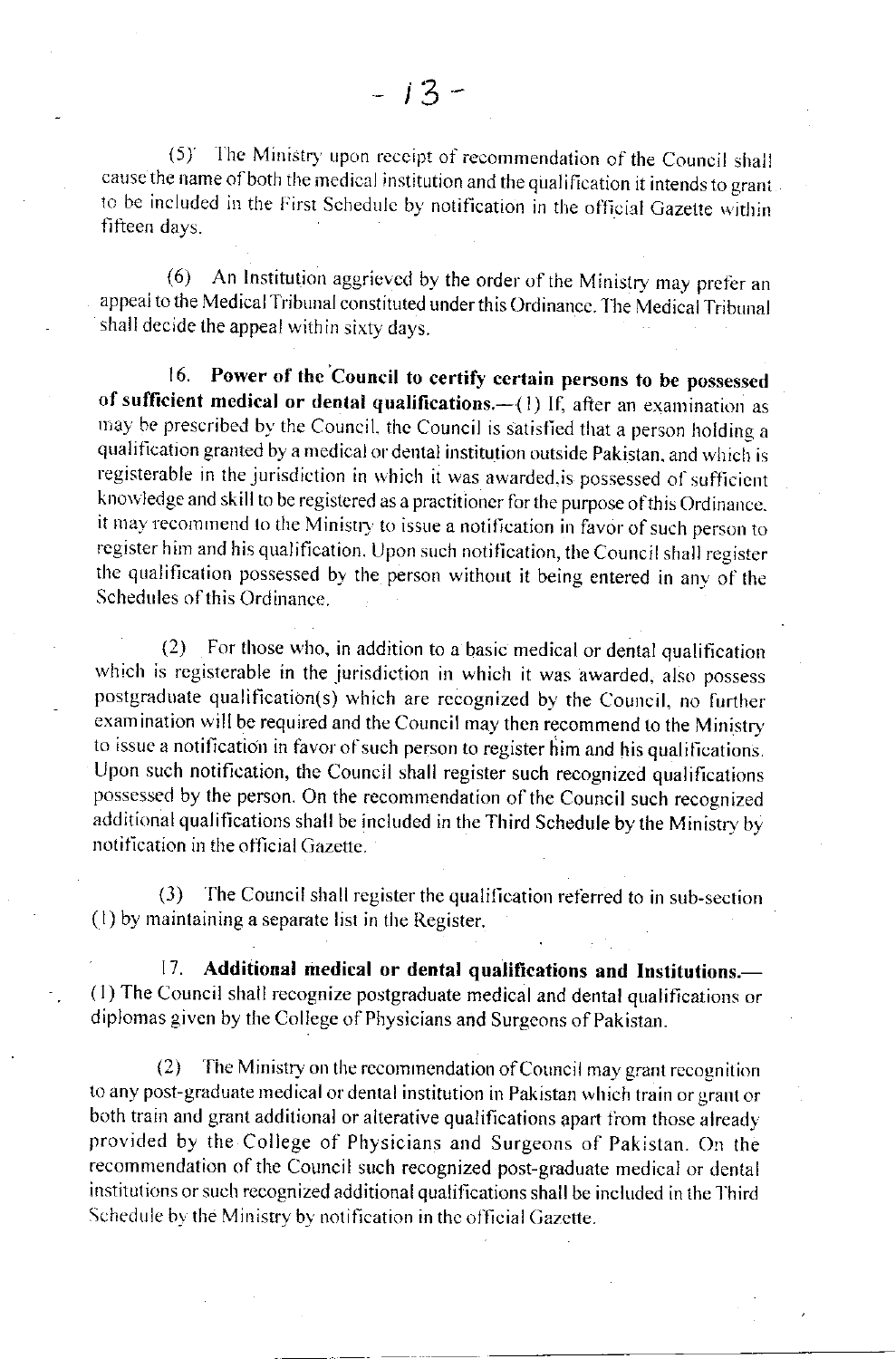(5) The Ministry upon receipt of recommendation of the Council shall cause the name of both the medical institution and the qualification it intends to grant to be included in the First Schedule by notification in the official Gazette within fifteen days.

(6) An Institution aggrieved by the order of the Ministry may prefer an appeal to the Medical Tribunal constituted under this Ordinance. The Medical Tribunal shall decide the appeal within sixty days.

16. **Power of the Council to certify certain persons to be possessed of sufficient medical or dental qualifications.**—(1) If, after an examination as may be prescribed by the Council, the Council is satisfied that a person holding a qualification granted by a medical or dental institution outside Pakistan, and which is registerable in the jurisdiction in which it was awarded,is possessed of sufficient knowledge and skill to be registered as a practitioner for the purpose of this Ordinance, it may recommend to the Ministry to issue a notification in favor of such person to register him and his qualification. Upon such notification, the Council shall register the qualification possessed by the person without it being entered in any of the Schedules of this Ordinance.

(2) For those who, in addition to a basic medical or dental qualification which is registerable in the jurisdiction in which it was awarded, also possess postgraduate qualification(s) which are recognized by the Council, no further examination will be required and the Council may then recommend to the Ministry to issue a notification in favor of such person to register him and his qualifications. Upon such notification, the Council shall register such recognized qualifications possessed by the person. On the recommendation of the Council such recognized additional qualifications shall be included in the Third Schedule by the Ministry by notification in the official Gazette.

(3) The Council shall register the qualification referred to in sub-section (1) by maintaining a separate list in the Register.

17. **Additional medical or dental qualifications and Institutions.**—(1) The Council shall recognize postgraduate medical and dental qualifications or diplomas given by the College of Physicians and Surgeons of Pakistan.

(2) The Ministry on the recommendation of Council may grant recognition to any post-graduate medical or dental institution in Pakistan which train or grant or both train and grant additional or alterative qualifications apart from those already provided by the College of Physicians and Surgeons of Pakistan. On the recommendation of the Council such recognized post-graduate medical or dental institutions or such recognized additional qualifications shall be included in the Third Schedule by the Ministry by notification in the official Gazette.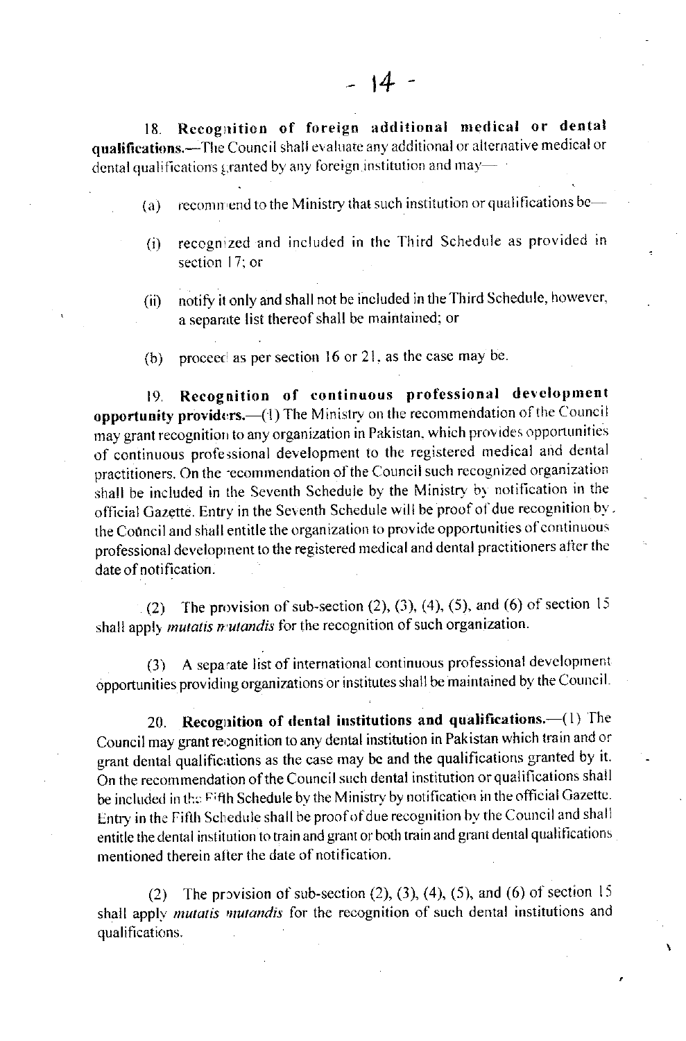**18. Recognition of foreign additional medical or dental qualifications.**—The Council shall evaluate any additional or alternative medical or dental qualifications granted by any foreign institution and may—

(a) recommend to the Ministry that such institution or qualifications be—

(i) recognized and included in the Third Schedule as provided in section 17; or

(ii) notify it only and shall not be included in the Third Schedule, however, a separate list thereof shall be maintained; or

(b) proceed as per section 16 or 21, as the case may be.

**19. Recognition of continuous professional development opportunity providers.**—(1) The Ministry on the recommendation of the Council may grant recognition to any organization in Pakistan, which provides opportunities of continuous professional development to the registered medical and dental practitioners. On the recommendation of the Council such recognized organization shall be included in the Seventh Schedule by the Ministry by notification in the official Gazette. Entry in the Seventh Schedule will be proof of due recognition by the Council and shall entitle the organization to provide opportunities of continuous professional development to the registered medical and dental practitioners after the date of notification.

(2) The provision of sub-section (2), (3), (4), (5), and (6) of section 15 shall apply *mutatis mutandis* for the recognition of such organization.

(3) A separate list of international continuous professional development opportunities providing organizations or institutes shall be maintained by the Council.

**20. Recognition of dental institutions and qualifications.**—(1) The Council may grant recognition to any dental institution in Pakistan which train and or grant dental qualifications as the case may be and the qualifications granted by it. On the recommendation of the Council such dental institution or qualifications shall be included in the Fifth Schedule by the Ministry by notification in the official Gazette. Entry in the Fifth Schedule shall be proof of due recognition by the Council and shall entitle the dental institution to train and grant or both train and grant dental qualifications mentioned therein after the date of notification.

(2) The provision of sub-section (2), (3), (4), (5), and (6) of section 15 shall apply *mutatis mutandis* for the recognition of such dental institutions and qualifications.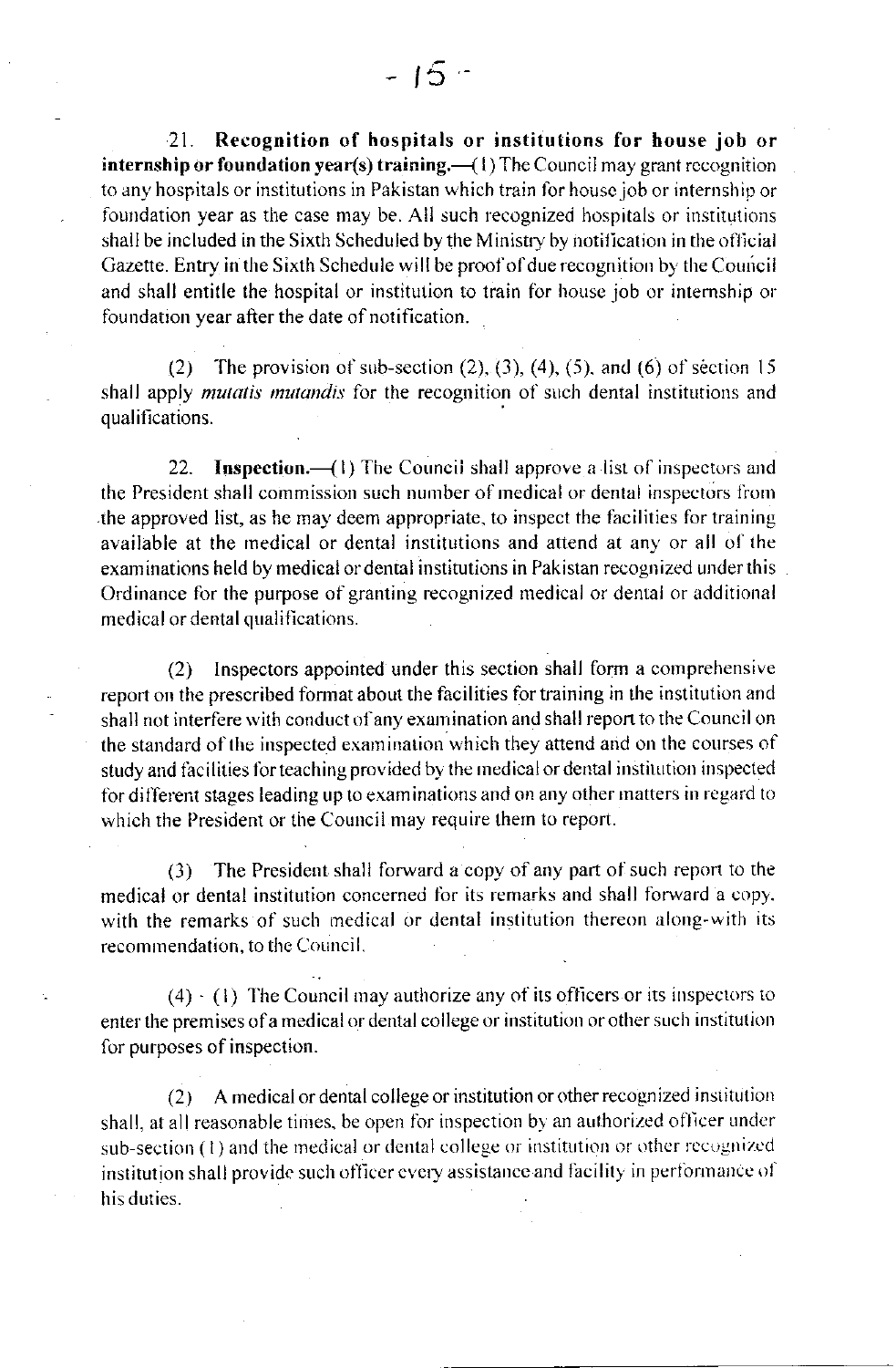21. **Recognition of hospitals or institutions for house job or internship or foundation year(s) training.**—(1) The Council may grant recognition to any hospitals or institutions in Pakistan which train for house job or internship or foundation year as the case may be. All such recognized hospitals or institutions shall be included in the Sixth Scheduled by the Ministry by notification in the official Gazette. Entry in the Sixth Schedule will be proof of due recognition by the Council and shall entitle the hospital or institution to train for house job or internship or foundation year after the date of notification.

(2) The provision of sub-section (2), (3), (4), (5), and (6) of section 15 shall apply *mutatis mutandis* for the recognition of such dental institutions and qualifications.

22. **Inspection.**—(1) The Council shall approve a list of inspectors and the President shall commission such number of medical or dental inspectors from the approved list, as he may deem appropriate, to inspect the facilities for training available at the medical or dental institutions and attend at any or all of the examinations held by medical or dental institutions in Pakistan recognized under this Ordinance for the purpose of granting recognized medical or dental or additional medical or dental qualifications.

(2) Inspectors appointed under this section shall form a comprehensive report on the prescribed format about the facilities for training in the institution and shall not interfere with conduct of any examination and shall report to the Council on the standard of the inspected examination which they attend and on the courses of study and facilities for teaching provided by the medical or dental institution inspected for different stages leading up to examinations and on any other matters in regard to which the President or the Council may require them to report.

(3) The President shall forward a copy of any part of such report to the medical or dental institution concerned for its remarks and shall forward a copy, with the remarks of such medical or dental institution thereon along-with its recommendation, to the Council.

(4) · (1) The Council may authorize any of its officers or its inspectors to enter the premises of a medical or dental college or institution or other such institution for purposes of inspection.

(2) A medical or dental college or institution or other recognized institution shall, at all reasonable times, be open for inspection by an authorized officer under sub-section (1) and the medical or dental college or institution or other recognized institution shall provide such officer every assistance and facility in performance of his duties.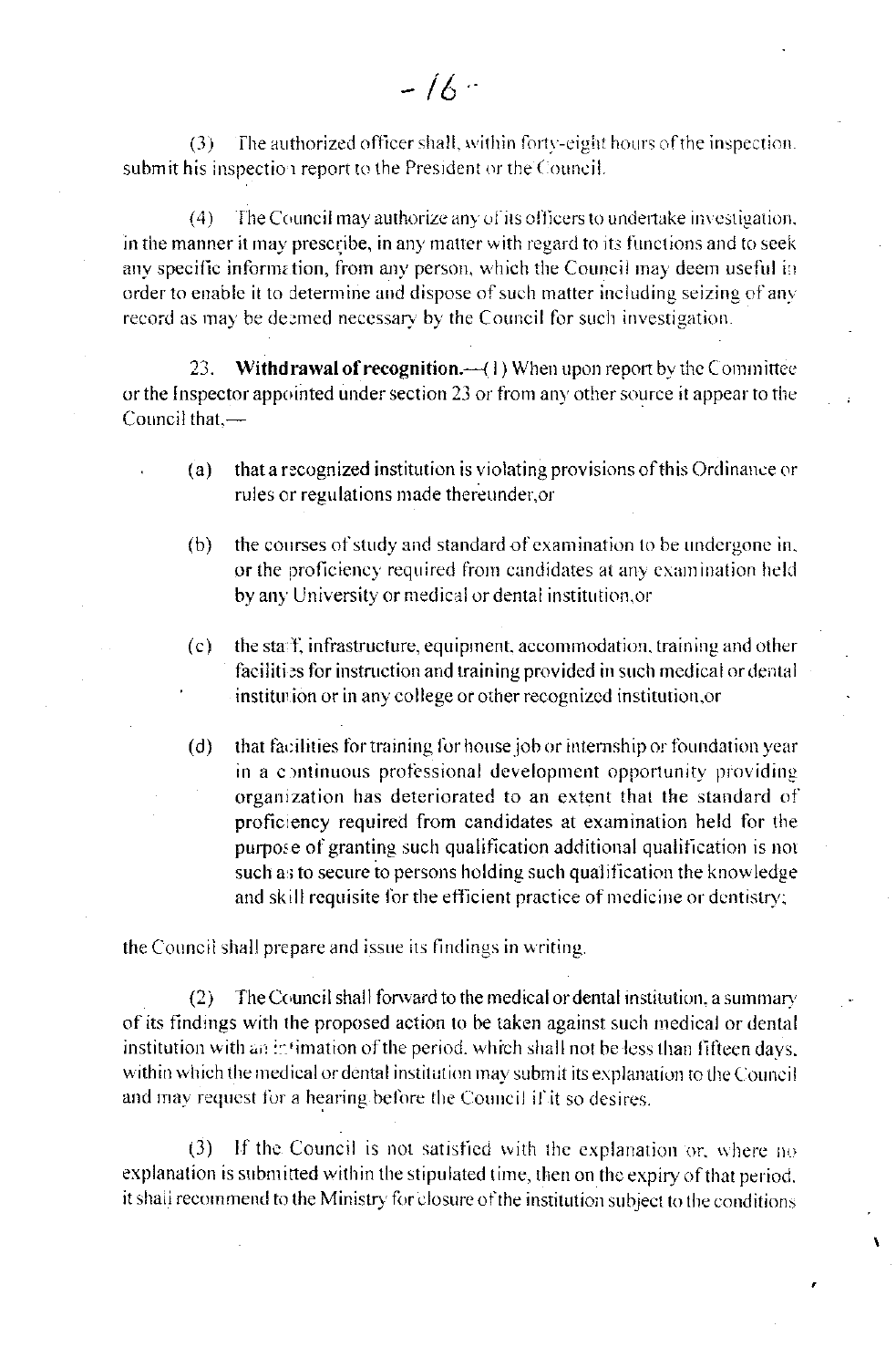(3) The authorized officer shall, within forty-eight hours of the inspection, submit his inspection report to the President or the Council.

(4) The Council may authorize any of its officers to undertake investigation, in the manner it may prescribe, in any matter with regard to its functions and to seek any specific information, from any person, which the Council may deem useful in order to enable it to determine and dispose of such matter including seizing of any record as may be deemed necessary by the Council for such investigation.

23. **Withdrawal of recognition.**—(1) When upon report by the Committee or the Inspector appointed under section 23 or from any other source it appear to the Council that,—

(a) that a recognized institution is violating provisions of this Ordinance or rules or regulations made thereunder,or

(b) the courses of study and standard of examination to be undergone in, or the proficiency required from candidates at any examination held by any University or medical or dental institution,or

(c) the staff, infrastructure, equipment, accommodation, training and other facilities for instruction and training provided in such medical or dental institution or in any college or other recognized institution,or

(d) that facilities for training for house job or internship or foundation year in a continuous professional development opportunity providing organization has deteriorated to an extent that the standard of proficiency required from candidates at examination held for the purpose of granting such qualification additional qualification is not such as to secure to persons holding such qualification the knowledge and skill requisite for the efficient practice of medicine or dentistry;

the Council shall prepare and issue its findings in writing.

(2) The Council shall forward to the medical or dental institution, a summary of its findings with the proposed action to be taken against such medical or dental institution with an intimation of the period, which shall not be less than fifteen days, within which the medical or dental institution may submit its explanation to the Council and may request for a hearing before the Council if it so desires.

(3) If the Council is not satisfied with the explanation or, where no explanation is submitted within the stipulated time, then on the expiry of that period, it shall recommend to the Ministry for closure of the institution subject to the conditions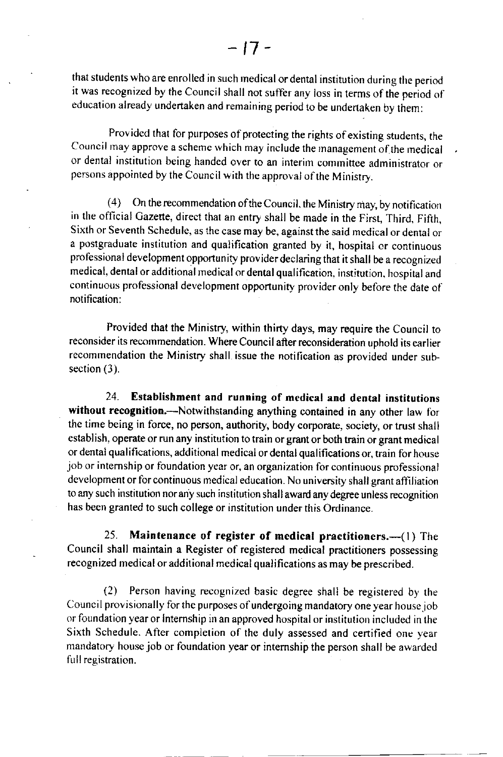that students who are enrolled in such medical or dental institution during the period it was recognized by the Council shall not suffer any loss in terms of the period of education already undertaken and remaining period to be undertaken by them:

Provided that for purposes of protecting the rights of existing students, the Council may approve a scheme which may include the management of the medical or dental institution being handed over to an interim committee administrator or persons appointed by the Council with the approval of the Ministry.

(4) On the recommendation of the Council, the Ministry may, by notification in the official Gazette, direct that an entry shall be made in the First, Third, Fifth, Sixth or Seventh Schedule, as the case may be, against the said medical or dental or a postgraduate institution and qualification granted by it, hospital or continuous professional development opportunity provider declaring that it shall be a recognized medical, dental or additional medical or dental qualification, institution, hospital and continuous professional development opportunity provider only before the date of notification:

Provided that the Ministry, within thirty days, may require the Council to reconsider its recommendation. Where Council after reconsideration uphold its earlier recommendation the Ministry shall issue the notification as provided under sub-section (3).

24. **Establishment and running of medical and dental institutions without recognition.**—Notwithstanding anything contained in any other law for the time being in force, no person, authority, body corporate, society, or trust shall establish, operate or run any institution to train or grant or both train or grant medical or dental qualifications, additional medical or dental qualifications or, train for house job or internship or foundation year or, an organization for continuous professional development or for continuous medical education. No university shall grant affiliation to any such institution nor any such institution shall award any degree unless recognition has been granted to such college or institution under this Ordinance.

25. **Maintenance of register of medical practitioners.**—(1) The Council shall maintain a Register of registered medical practitioners possessing recognized medical or additional medical qualifications as may be prescribed.

(2) Person having recognized basic degree shall be registered by the Council provisionally for the purposes of undergoing mandatory one year house job or foundation year or Internship in an approved hospital or institution included in the Sixth Schedule. After completion of the duly assessed and certified one year mandatory house job or foundation year or internship the person shall be awarded full registration.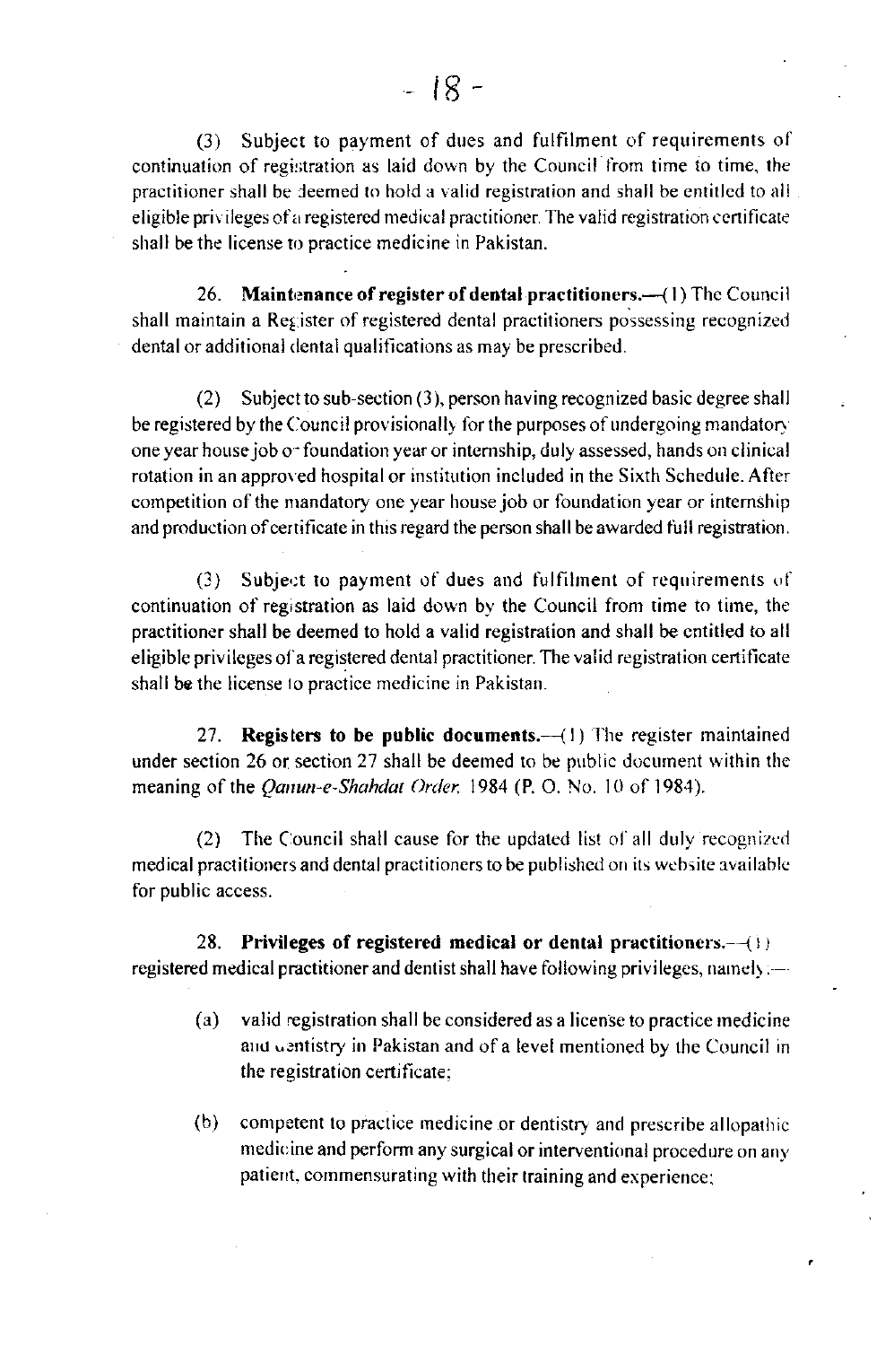(3) Subject to payment of dues and fulfilment of requirements of continuation of registration as laid down by the Council from time to time, the practitioner shall be deemed to hold a valid registration and shall be entitled to all eligible privileges of a registered medical practitioner. The valid registration certificate shall be the license to practice medicine in Pakistan.

26. **Maintenance of register of dental practitioners.**—(1) The Council shall maintain a Register of registered dental practitioners possessing recognized dental or additional dental qualifications as may be prescribed.

(2) Subject to sub-section (3), person having recognized basic degree shall be registered by the Council provisionally for the purposes of undergoing mandatory one year house job or foundation year or internship, duly assessed, hands on clinical rotation in an approved hospital or institution included in the Sixth Schedule. After competition of the mandatory one year house job or foundation year or internship and production of certificate in this regard the person shall be awarded full registration.

(3) Subject to payment of dues and fulfilment of requirements of continuation of registration as laid down by the Council from time to time, the practitioner shall be deemed to hold a valid registration and shall be entitled to all eligible privileges of a registered dental practitioner. The valid registration certificate shall be the license to practice medicine in Pakistan.

27. **Registers to be public documents.**—(1) The register maintained under section 26 or section 27 shall be deemed to be public document within the meaning of the *Qanun-e-Shahdat Order*, 1984 (P. O. No. 10 of 1984).

(2) The Council shall cause for the updated list of all duly recognized medical practitioners and dental practitioners to be published on its website available for public access.

28. **Privileges of registered medical or dental practitioners.**—(1) registered medical practitioner and dentist shall have following privileges, namely.—

(a) valid registration shall be considered as a license to practice medicine and dentistry in Pakistan and of a level mentioned by the Council in the registration certificate;

(b) competent to practice medicine or dentistry and prescribe allopathic medicine and perform any surgical or interventional procedure on any patient, commensurating with their training and experience;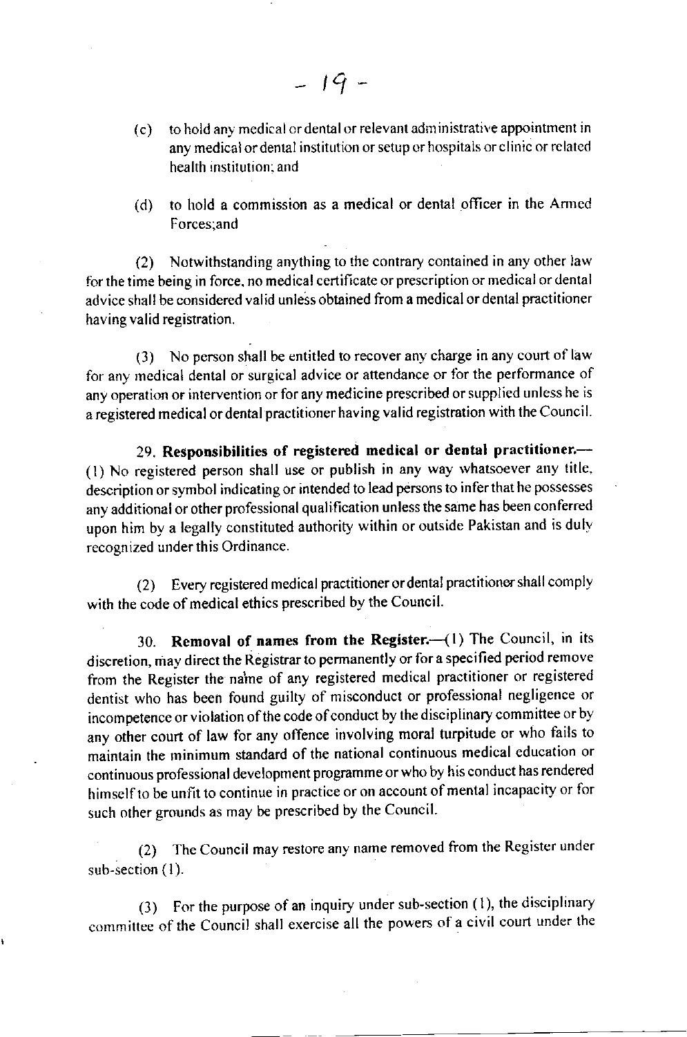(c) to hold any medical or dental or relevant administrative appointment in any medical or dental institution or setup or hospitals or clinic or related health institution; and

(d) to hold a commission as a medical or dental officer in the Armed Forces;and

(2) Notwithstanding anything to the contrary contained in any other law for the time being in force, no medical certificate or prescription or medical or dental advice shall be considered valid unless obtained from a medical or dental practitioner having valid registration.

(3) No person shall be entitled to recover any charge in any court of law for any medical dental or surgical advice or attendance or for the performance of any operation or intervention or for any medicine prescribed or supplied unless he is a registered medical or dental practitioner having valid registration with the Council.

29. **Responsibilities of registered medical or dental practitioner.—** (1) No registered person shall use or publish in any way whatsoever any title, description or symbol indicating or intended to lead persons to infer that he possesses any additional or other professional qualification unless the same has been conferred upon him by a legally constituted authority within or outside Pakistan and is duly recognized under this Ordinance.

(2) Every registered medical practitioner or dental practitioner shall comply with the code of medical ethics prescribed by the Council.

30. **Removal of names from the Register.**—(1) The Council, in its discretion, may direct the Registrar to permanently or for a specified period remove from the Register the name of any registered medical practitioner or registered dentist who has been found guilty of misconduct or professional negligence or incompetence or violation of the code of conduct by the disciplinary committee or by any other court of law for any offence involving moral turpitude or who fails to maintain the minimum standard of the national continuous medical education or continuous professional development programme or who by his conduct has rendered himself to be unfit to continue in practice or on account of mental incapacity or for such other grounds as may be prescribed by the Council.

(2) The Council may restore any name removed from the Register under sub-section (1).

(3) For the purpose of an inquiry under sub-section (1), the disciplinary committee of the Council shall exercise all the powers of a civil court under the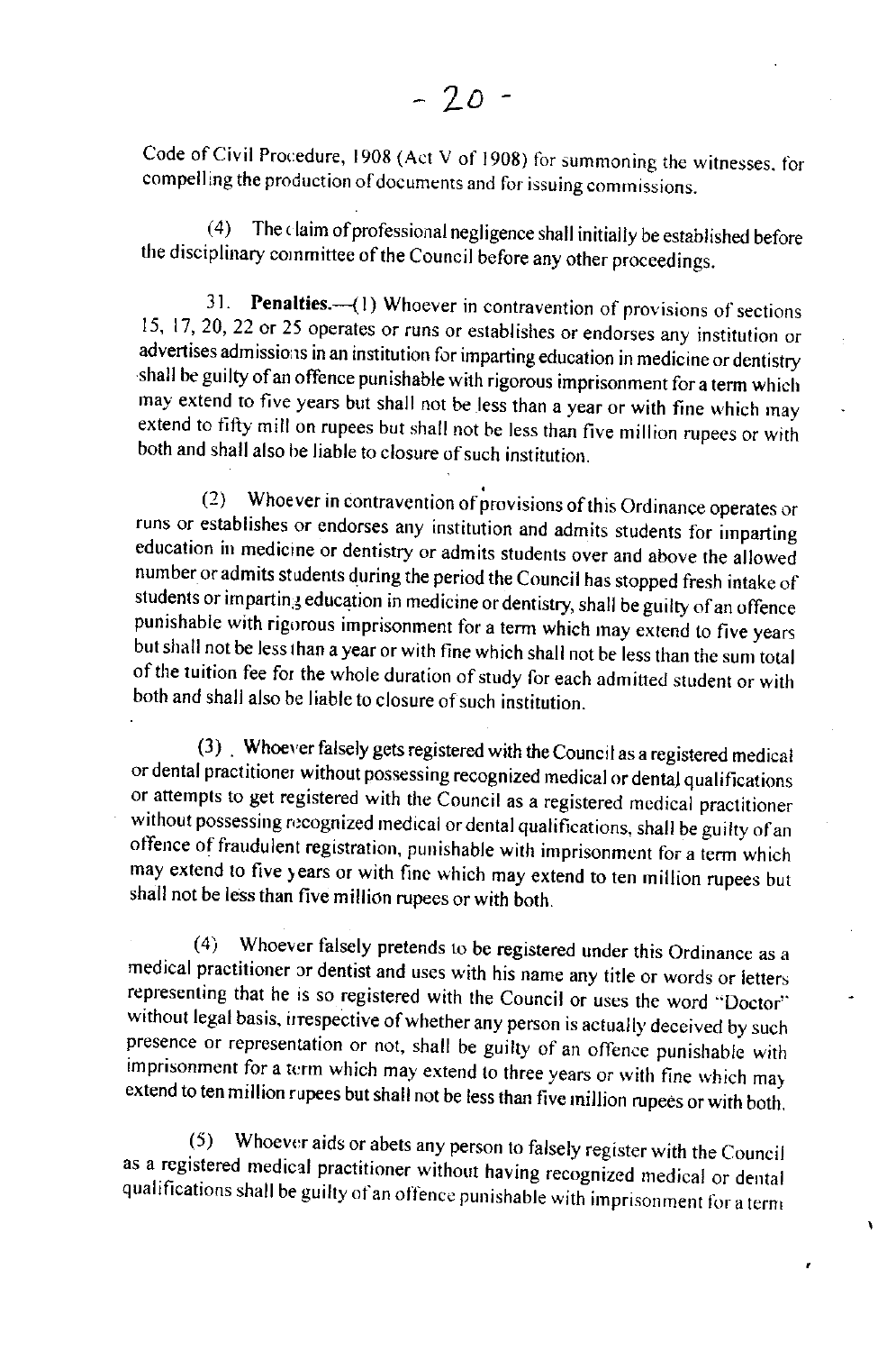Code of Civil Procedure, 1908 (Act V of 1908) for summoning the witnesses, for compelling the production of documents and for issuing commissions.

(4) The claim of professional negligence shall initially be established before the disciplinary committee of the Council before any other proceedings.

31. **Penalties.**—(1) Whoever in contravention of provisions of sections 15, 17, 20, 22 or 25 operates or runs or establishes or endorses any institution or advertises admissions in an institution for imparting education in medicine or dentistry shall be guilty of an offence punishable with rigorous imprisonment for a term which may extend to five years but shall not be less than a year or with fine which may extend to fifty million rupees but shall not be less than five million rupees or with both and shall also be liable to closure of such institution.

(2) Whoever in contravention of provisions of this Ordinance operates or runs or establishes or endorses any institution and admits students for imparting education in medicine or dentistry or admits students over and above the allowed number or admits students during the period the Council has stopped fresh intake of students or imparting education in medicine or dentistry, shall be guilty of an offence punishable with rigorous imprisonment for a term which may extend to five years but shall not be less than a year or with fine which shall not be less than the sum total of the tuition fee for the whole duration of study for each admitted student or with both and shall also be liable to closure of such institution.

(3) Whoever falsely gets registered with the Council as a registered medical or dental practitioner without possessing recognized medical or dental qualifications or attempts to get registered with the Council as a registered medical practitioner without possessing recognized medical or dental qualifications, shall be guilty of an offence of fraudulent registration, punishable with imprisonment for a term which may extend to five years or with fine which may extend to ten million rupees but shall not be less than five million rupees or with both.

(4) Whoever falsely pretends to be registered under this Ordinance as a medical practitioner or dentist and uses with his name any title or words or letters representing that he is so registered with the Council or uses the word "Doctor" without legal basis, irrespective of whether any person is actually deceived by such presence or representation or not, shall be guilty of an offence punishable with imprisonment for a term which may extend to three years or with fine which may extend to ten million rupees but shall not be less than five million rupees or with both.

(5) Whoever aids or abets any person to falsely register with the Council as a registered medical practitioner without having recognized medical or dental qualifications shall be guilty of an offence punishable with imprisonment for a term